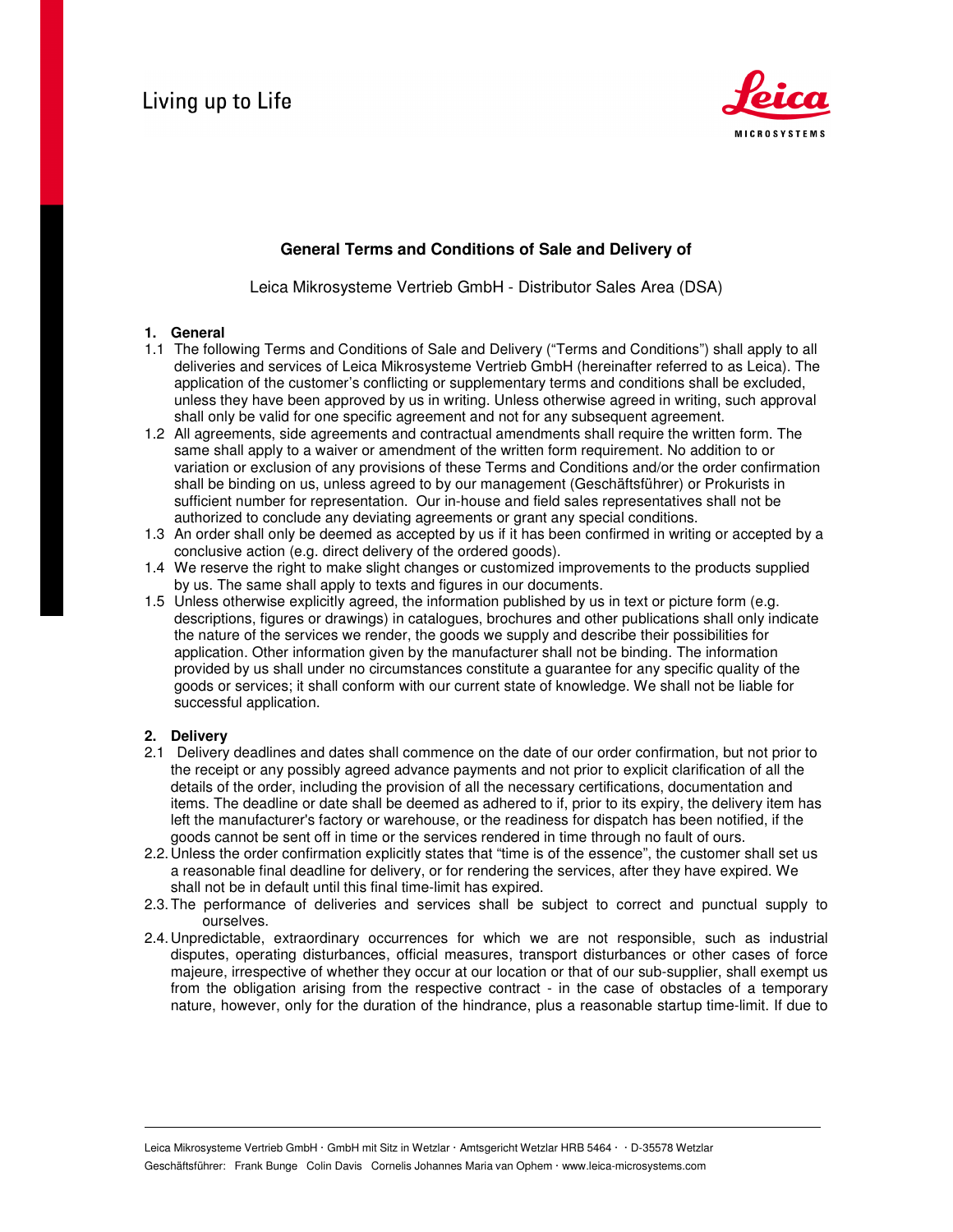Living up to Life

**General Terms and Conditions of Sale and Delivery of**

Leica Mikrosysteme Vertrieb GmbH - Distributor Sales Area (DSA)

**1. General**

1.1 The following Terms and Conditions of Sale and Delivery ("Terms and Conditions") shall apply to all deliveries and services of Leica Mikrosysteme Vertrieb GmbH (hereinafter referred to as Leica). The application of the customer's conflicting or supplementary terms and conditions shall be excluded, unless they have been approved by us in writing. Unless otherwise agreed in writing, such approval shall only be valid for one specific agreement and not for any subsequent agreement.

1.2 All agreements, side agreements and contractual amendments shall require the written form. The same shall apply to a waiver or amendment of the written form requirement. No addition to or variation or exclusion of any provisions of these Terms and Conditions and/or the order confirmation shall be binding on us, unless agreed to by our management (Geschäftsführer) or Prokurists in sufficient number for representation. Our in-house and field sales representatives shall not be authorized to conclude any deviating agreements or grant any special conditions.

1.3 An order shall only be deemed as accepted by us if it has been confirmed in writing or accepted by a conclusive action (e.g. direct delivery of the ordered goods).

1.4 We reserve the right to make slight changes or customized improvements to the products supplied by us. The same shall apply to texts and figures in our documents.

1.5 Unless otherwise explicitly agreed, the information published by us in text or picture form (e.g. descriptions, figures or drawings) in catalogues, brochures and other publications shall only indicate the nature of the services we render, the goods we supply and describe their possibilities for application. Other information given by the manufacturer shall not be binding. The information provided by us shall under no circumstances constitute a guarantee for any specific quality of the goods or services; it shall conform with our current state of knowledge. We shall not be liable for successful application.

**2. Delivery**

2.1 Delivery deadlines and dates shall commence on the date of our order confirmation, but not prior to the receipt or any possibly agreed advance payments and not prior to explicit clarification of all the details of the order, including the provision of all the necessary certifications, documentation and items. The deadline or date shall be deemed as adhered to if, prior to its expiry, the delivery item has left the manufacturer's factory or warehouse, or the readiness for dispatch has been notified, if the goods cannot be sent off in time or the services rendered in time through no fault of ours.

2.2. Unless the order confirmation explicitly states that "time is of the essence", the customer shall set us a reasonable final deadline for delivery, or for rendering the services, after they have expired. We shall not be in default until this final time-limit has expired.

2.3. The performance of deliveries and services shall be subject to correct and punctual supply to ourselves.

2.4. Unpredictable, extraordinary occurrences for which we are not responsible, such as industrial disputes, operating disturbances, official measures, transport disturbances or other cases of force majeure, irrespective of whether they occur at our location or that of our sub-supplier, shall exempt us from the obligation arising from the respective contract - in the case of obstacles of a temporary nature, however, only for the duration of the hindrance, plus a reasonable startup time-limit. If due to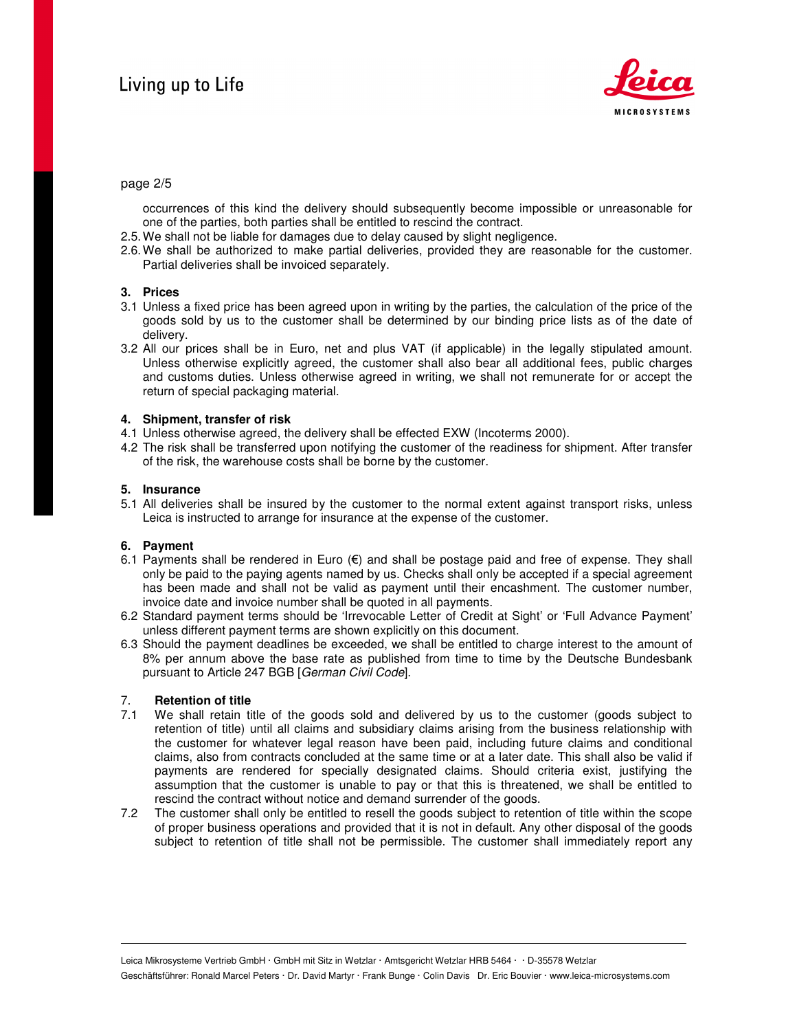occurrences of this kind the delivery should subsequently become impossible or unreasonable for one of the parties, both parties shall be entitled to rescind the contract.

2.5. We shall not be liable for damages due to delay caused by slight negligence.

2.6. We shall be authorized to make partial deliveries, provided they are reasonable for the customer. Partial deliveries shall be invoiced separately.

### 3. Prices

3.1 Unless a fixed price has been agreed upon in writing by the parties, the calculation of the price of the goods sold by us to the customer shall be determined by our binding price lists as of the date of delivery.

3.2 All our prices shall be in Euro, net and plus VAT (if applicable) in the legally stipulated amount. Unless otherwise explicitly agreed, the customer shall also bear all additional fees, public charges and customs duties. Unless otherwise agreed in writing, we shall not remunerate for or accept the return of special packaging material.

### 4. Shipment, transfer of risk

4.1 Unless otherwise agreed, the delivery shall be effected EXW (Incoterms 2000).

4.2 The risk shall be transferred upon notifying the customer of the readiness for shipment. After transfer of the risk, the warehouse costs shall be borne by the customer.

### 5. Insurance

5.1 All deliveries shall be insured by the customer to the normal extent against transport risks, unless Leica is instructed to arrange for insurance at the expense of the customer.

### 6. Payment

6.1 Payments shall be rendered in Euro (€) and shall be postage paid and free of expense. They shall only be paid to the paying agents named by us. Checks shall only be accepted if a special agreement has been made and shall not be valid as payment until their encashment. The customer number, invoice date and invoice number shall be quoted in all payments.

6.2 Standard payment terms should be 'Irrevocable Letter of Credit at Sight' or 'Full Advance Payment' unless different payment terms are shown explicitly on this document.

6.3 Should the payment deadlines be exceeded, we shall be entitled to charge interest to the amount of 8% per annum above the base rate as published from time to time by the Deutsche Bundesbank pursuant to Article 247 BGB [*German Civil Code*].

### 7. Retention of title

7.1 We shall retain title of the goods sold and delivered by us to the customer (goods subject to retention of title) until all claims and subsidiary claims arising from the business relationship with the customer for whatever legal reason have been paid, including future claims and conditional claims, also from contracts concluded at the same time or at a later date. This shall also be valid if payments are rendered for specially designated claims. Should criteria exist, justifying the assumption that the customer is unable to pay or that this is threatened, we shall be entitled to rescind the contract without notice and demand surrender of the goods.

7.2 The customer shall only be entitled to resell the goods subject to retention of title within the scope of proper business operations and provided that it is not in default. Any other disposal of the goods subject to retention of title shall not be permissible. The customer shall immediately report any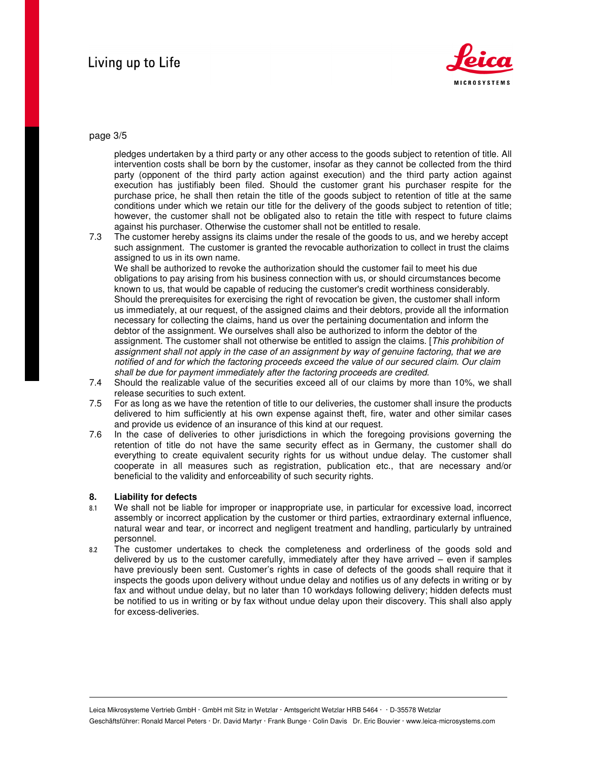pledges undertaken by a third party or any other access to the goods subject to retention of title. All intervention costs shall be born by the customer, insofar as they cannot be collected from the third party (opponent of the third party action against execution) and the third party action against execution has justifiably been filed. Should the customer grant his purchaser respite for the purchase price, he shall then retain the title of the goods subject to retention of title at the same conditions under which we retain our title for the delivery of the goods subject to retention of title; however, the customer shall not be obligated also to retain the title with respect to future claims against his purchaser. Otherwise the customer shall not be entitled to resale.

7.3 The customer hereby assigns its claims under the resale of the goods to us, and we hereby accept such assignment. The customer is granted the revocable authorization to collect in trust the claims assigned to us in its own name.
We shall be authorized to revoke the authorization should the customer fail to meet his due obligations to pay arising from his business connection with us, or should circumstances become known to us, that would be capable of reducing the customer's credit worthiness considerably. Should the prerequisites for exercising the right of revocation be given, the customer shall inform us immediately, at our request, of the assigned claims and their debtors, provide all the information necessary for collecting the claims, hand us over the pertaining documentation and inform the debtor of the assignment. We ourselves shall also be authorized to inform the debtor of the assignment. The customer shall not otherwise be entitled to assign the claims. [*This prohibition of assignment shall not apply in the case of an assignment by way of genuine factoring, that we are notified of and for which the factoring proceeds exceed the value of our secured claim. Our claim shall be due for payment immediately after the factoring proceeds are credited.*

7.4 Should the realizable value of the securities exceed all of our claims by more than 10%, we shall release securities to such extent.

7.5 For as long as we have the retention of title to our deliveries, the customer shall insure the products delivered to him sufficiently at his own expense against theft, fire, water and other similar cases and provide us evidence of an insurance of this kind at our request.

7.6 In the case of deliveries to other jurisdictions in which the foregoing provisions governing the retention of title do not have the same security effect as in Germany, the customer shall do everything to create equivalent security rights for us without undue delay. The customer shall cooperate in all measures such as registration, publication etc., that are necessary and/or beneficial to the validity and enforceability of such security rights.

## 8. Liability for defects

8.1 We shall not be liable for improper or inappropriate use, in particular for excessive load, incorrect assembly or incorrect application by the customer or third parties, extraordinary external influence, natural wear and tear, or incorrect and negligent treatment and handling, particularly by untrained personnel.

8.2 The customer undertakes to check the completeness and orderliness of the goods sold and delivered by us to the customer carefully, immediately after they have arrived – even if samples have previously been sent. Customer's rights in case of defects of the goods shall require that it inspects the goods upon delivery without undue delay and notifies us of any defects in writing or by fax and without undue delay, but no later than 10 workdays following delivery; hidden defects must be notified to us in writing or by fax without undue delay upon their discovery. This shall also apply for excess-deliveries.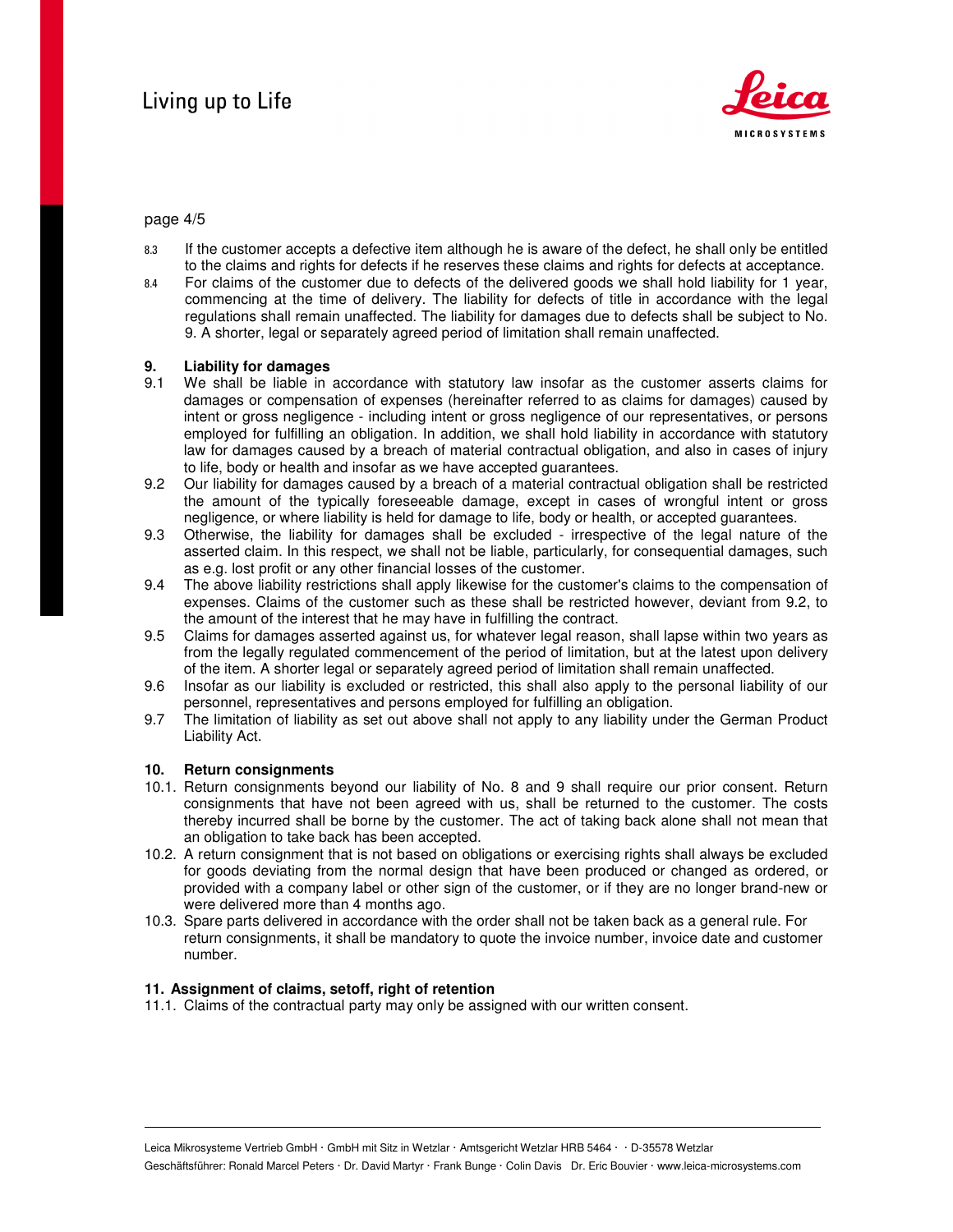8.3 If the customer accepts a defective item although he is aware of the defect, he shall only be entitled to the claims and rights for defects if he reserves these claims and rights for defects at acceptance.

8.4 For claims of the customer due to defects of the delivered goods we shall hold liability for 1 year, commencing at the time of delivery. The liability for defects of title in accordance with the legal regulations shall remain unaffected. The liability for damages due to defects shall be subject to No. 9. A shorter, legal or separately agreed period of limitation shall remain unaffected.

## 9. Liability for damages

9.1 We shall be liable in accordance with statutory law insofar as the customer asserts claims for damages or compensation of expenses (hereinafter referred to as claims for damages) caused by intent or gross negligence - including intent or gross negligence of our representatives, or persons employed for fulfilling an obligation. In addition, we shall hold liability in accordance with statutory law for damages caused by a breach of material contractual obligation, and also in cases of injury to life, body or health and insofar as we have accepted guarantees.

9.2 Our liability for damages caused by a breach of a material contractual obligation shall be restricted the amount of the typically foreseeable damage, except in cases of wrongful intent or gross negligence, or where liability is held for damage to life, body or health, or accepted guarantees.

9.3 Otherwise, the liability for damages shall be excluded - irrespective of the legal nature of the asserted claim. In this respect, we shall not be liable, particularly, for consequential damages, such as e.g. lost profit or any other financial losses of the customer.

9.4 The above liability restrictions shall apply likewise for the customer's claims to the compensation of expenses. Claims of the customer such as these shall be restricted however, deviant from 9.2, to the amount of the interest that he may have in fulfilling the contract.

9.5 Claims for damages asserted against us, for whatever legal reason, shall lapse within two years as from the legally regulated commencement of the period of limitation, but at the latest upon delivery of the item. A shorter legal or separately agreed period of limitation shall remain unaffected.

9.6 Insofar as our liability is excluded or restricted, this shall also apply to the personal liability of our personnel, representatives and persons employed for fulfilling an obligation.

9.7 The limitation of liability as set out above shall not apply to any liability under the German Product Liability Act.

## 10. Return consignments

10.1. Return consignments beyond our liability of No. 8 and 9 shall require our prior consent. Return consignments that have not been agreed with us, shall be returned to the customer. The costs thereby incurred shall be borne by the customer. The act of taking back alone shall not mean that an obligation to take back has been accepted.

10.2. A return consignment that is not based on obligations or exercising rights shall always be excluded for goods deviating from the normal design that have been produced or changed as ordered, or provided with a company label or other sign of the customer, or if they are no longer brand-new or were delivered more than 4 months ago.

10.3. Spare parts delivered in accordance with the order shall not be taken back as a general rule. For return consignments, it shall be mandatory to quote the invoice number, invoice date and customer number.

## 11. Assignment of claims, setoff, right of retention

11.1. Claims of the contractual party may only be assigned with our written consent.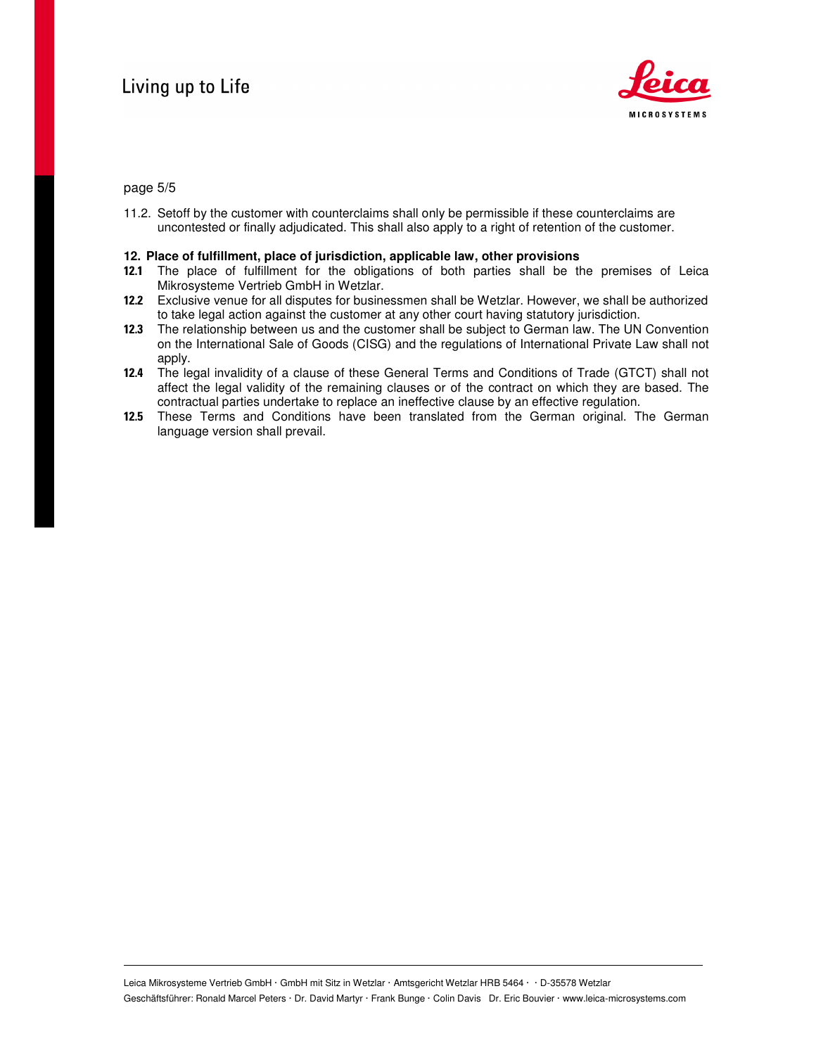11.2. Setoff by the customer with counterclaims shall only be permissible if these counterclaims are uncontested or finally adjudicated. This shall also apply to a right of retention of the customer.

**12. Place of fulfillment, place of jurisdiction, applicable law, other provisions**

**12.1** The place of fulfillment for the obligations of both parties shall be the premises of Leica Mikrosysteme Vertrieb GmbH in Wetzlar.

**12.2** Exclusive venue for all disputes for businessmen shall be Wetzlar. However, we shall be authorized to take legal action against the customer at any other court having statutory jurisdiction.

**12.3** The relationship between us and the customer shall be subject to German law. The UN Convention on the International Sale of Goods (CISG) and the regulations of International Private Law shall not apply.

**12.4** The legal invalidity of a clause of these General Terms and Conditions of Trade (GTCT) shall not affect the legal validity of the remaining clauses or of the contract on which they are based. The contractual parties undertake to replace an ineffective clause by an effective regulation.

**12.5** These Terms and Conditions have been translated from the German original. The German language version shall prevail.